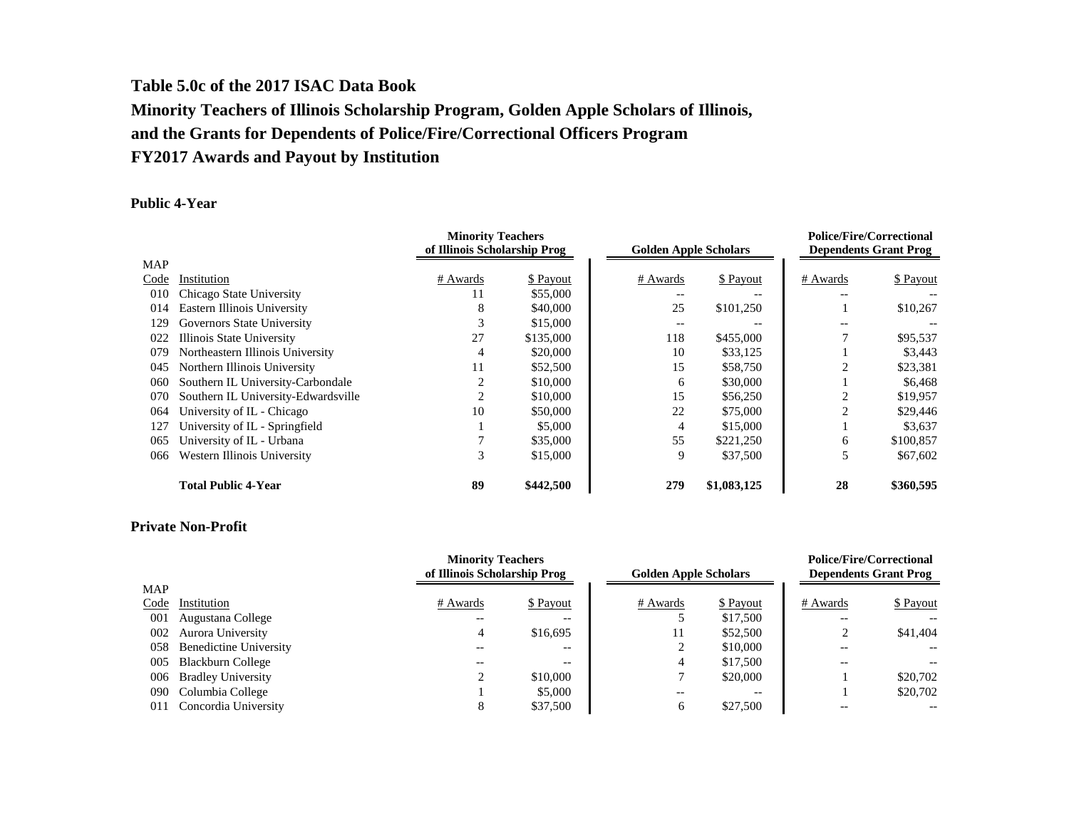# Table 5.0c of the 2017 ISAC Data Book

## Minority Teachers of Illinois Scholarship Program, Golden Apple Scholars of Illinois, and the Grants for Dependents of Police/Fire/Correctional Officers Program

## FY2017 Awards and Payout by Institution

### Public 4-Year

| MAP Code | Institution | Minority Teachers of Illinois Scholarship Prog | | Golden Apple Scholars | | Police/Fire/Correctional Dependents Grant Prog | |
|---|---|---|---|---|---|---|---|
| | | # Awards | $ Payout | # Awards | $ Payout | # Awards | $ Payout |
| 010 | Chicago State University | 11 | $55,000 | -- | -- | -- | -- |
| 014 | Eastern Illinois University | 8 | $40,000 | 25 | $101,250 | 1 | $10,267 |
| 129 | Governors State University | 3 | $15,000 | -- | -- | -- | -- |
| 022 | Illinois State University | 27 | $135,000 | 118 | $455,000 | 7 | $95,537 |
| 079 | Northeastern Illinois University | 4 | $20,000 | 10 | $33,125 | 1 | $3,443 |
| 045 | Northern Illinois University | 11 | $52,500 | 15 | $58,750 | 2 | $23,381 |
| 060 | Southern IL University-Carbondale | 2 | $10,000 | 6 | $30,000 | 1 | $6,468 |
| 070 | Southern IL University-Edwardsville | 2 | $10,000 | 15 | $56,250 | 2 | $19,957 |
| 064 | University of IL - Chicago | 10 | $50,000 | 22 | $75,000 | 2 | $29,446 |
| 127 | University of IL - Springfield | 1 | $5,000 | 4 | $15,000 | 1 | $3,637 |
| 065 | University of IL - Urbana | 7 | $35,000 | 55 | $221,250 | 6 | $100,857 |
| 066 | Western Illinois University | 3 | $15,000 | 9 | $37,500 | 5 | $67,602 |
| | **Total Public 4-Year** | **89** | **$442,500** | **279** | **$1,083,125** | **28** | **$360,595** |

### Private Non-Profit

| MAP Code | Institution | Minority Teachers of Illinois Scholarship Prog | | Golden Apple Scholars | | Police/Fire/Correctional Dependents Grant Prog | |
|---|---|---|---|---|---|---|---|
| | | # Awards | $ Payout | # Awards | $ Payout | # Awards | $ Payout |
| 001 | Augustana College | -- | -- | 5 | $17,500 | -- | -- |
| 002 | Aurora University | 4 | $16,695 | 11 | $52,500 | 2 | $41,404 |
| 058 | Benedictine University | -- | -- | 2 | $10,000 | -- | -- |
| 005 | Blackburn College | -- | -- | 4 | $17,500 | -- | -- |
| 006 | Bradley University | 2 | $10,000 | 7 | $20,000 | 1 | $20,702 |
| 090 | Columbia College | 1 | $5,000 | -- | -- | 1 | $20,702 |
| 011 | Concordia University | 8 | $37,500 | 6 | $27,500 | -- | -- |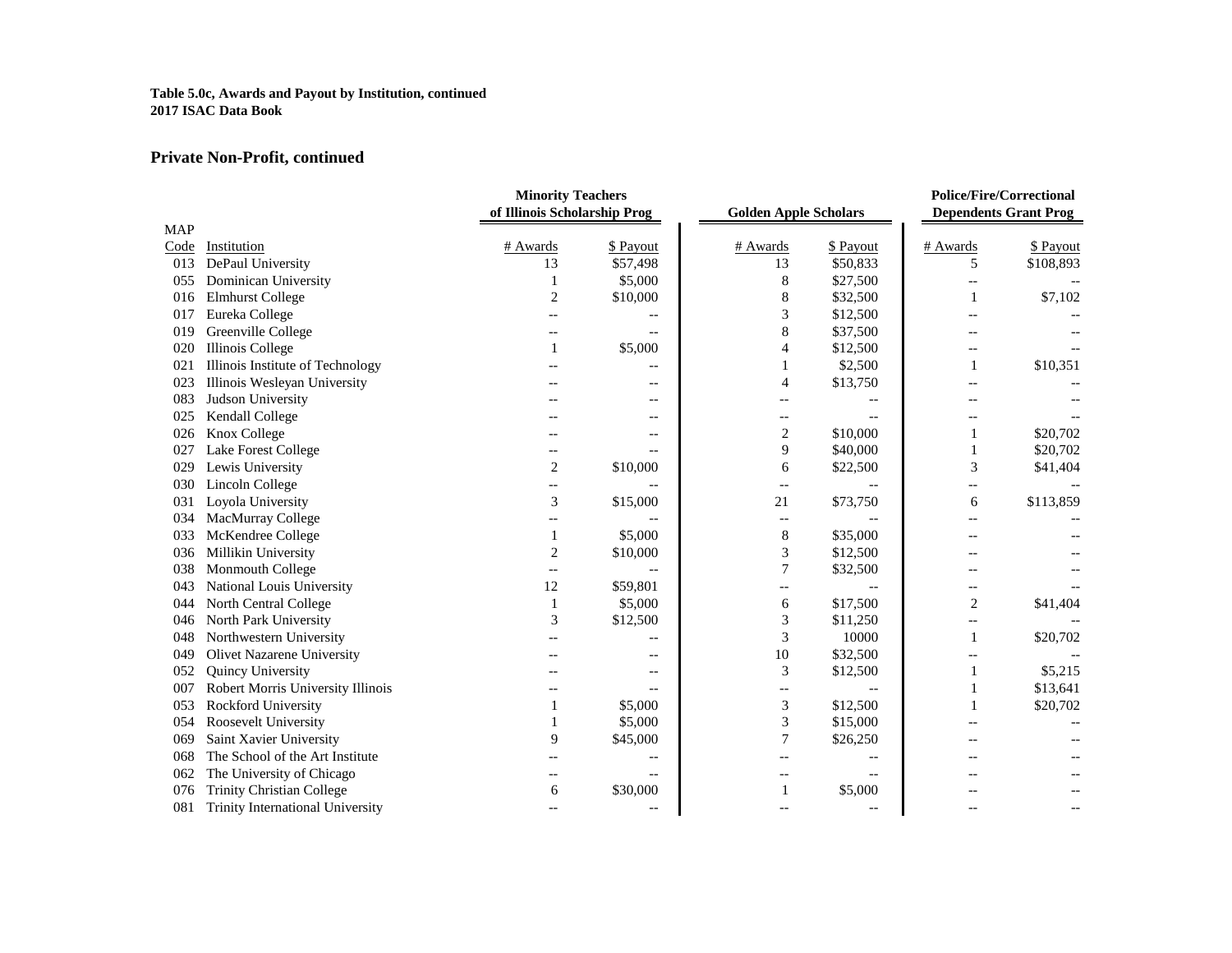**Table 5.0c, Awards and Payout by Institution, continued**
**2017 ISAC Data Book**

## Private Non-Profit, continued

| MAP Code | Institution | Minority Teachers of Illinois Scholarship Prog | | Golden Apple Scholars | | Police/Fire/Correctional Dependents Grant Prog | |
|---|---|---|---|---|---|---|---|
| | | # Awards | $ Payout | # Awards | $ Payout | # Awards | $ Payout |
| 013 | DePaul University | 13 | $57,498 | 13 | $50,833 | 5 | $108,893 |
| 055 | Dominican University | 1 | $5,000 | 8 | $27,500 | -- | -- |
| 016 | Elmhurst College | 2 | $10,000 | 8 | $32,500 | 1 | $7,102 |
| 017 | Eureka College | -- | -- | 3 | $12,500 | -- | -- |
| 019 | Greenville College | -- | -- | 8 | $37,500 | -- | -- |
| 020 | Illinois College | 1 | $5,000 | 4 | $12,500 | -- | -- |
| 021 | Illinois Institute of Technology | -- | -- | 1 | $2,500 | 1 | $10,351 |
| 023 | Illinois Wesleyan University | -- | -- | 4 | $13,750 | -- | -- |
| 083 | Judson University | -- | -- | -- | -- | -- | -- |
| 025 | Kendall College | -- | -- | -- | -- | -- | -- |
| 026 | Knox College | -- | -- | 2 | $10,000 | 1 | $20,702 |
| 027 | Lake Forest College | -- | -- | 9 | $40,000 | 1 | $20,702 |
| 029 | Lewis University | 2 | $10,000 | 6 | $22,500 | 3 | $41,404 |
| 030 | Lincoln College | -- | -- | -- | -- | -- | -- |
| 031 | Loyola University | 3 | $15,000 | 21 | $73,750 | 6 | $113,859 |
| 034 | MacMurray College | -- | -- | -- | -- | -- | -- |
| 033 | McKendree College | 1 | $5,000 | 8 | $35,000 | -- | -- |
| 036 | Millikin University | 2 | $10,000 | 3 | $12,500 | -- | -- |
| 038 | Monmouth College | -- | -- | 7 | $32,500 | -- | -- |
| 043 | National Louis University | 12 | $59,801 | -- | -- | -- | -- |
| 044 | North Central College | 1 | $5,000 | 6 | $17,500 | 2 | $41,404 |
| 046 | North Park University | 3 | $12,500 | 3 | $11,250 | -- | -- |
| 048 | Northwestern University | -- | -- | 3 | 10000 | 1 | $20,702 |
| 049 | Olivet Nazarene University | -- | -- | 10 | $32,500 | -- | -- |
| 052 | Quincy University | -- | -- | 3 | $12,500 | 1 | $5,215 |
| 007 | Robert Morris University Illinois | -- | -- | -- | -- | 1 | $13,641 |
| 053 | Rockford University | 1 | $5,000 | 3 | $12,500 | 1 | $20,702 |
| 054 | Roosevelt University | 1 | $5,000 | 3 | $15,000 | -- | -- |
| 069 | Saint Xavier University | 9 | $45,000 | 7 | $26,250 | -- | -- |
| 068 | The School of the Art Institute | -- | -- | -- | -- | -- | -- |
| 062 | The University of Chicago | -- | -- | -- | -- | -- | -- |
| 076 | Trinity Christian College | 6 | $30,000 | 1 | $5,000 | -- | -- |
| 081 | Trinity International University | -- | -- | -- | -- | -- | -- |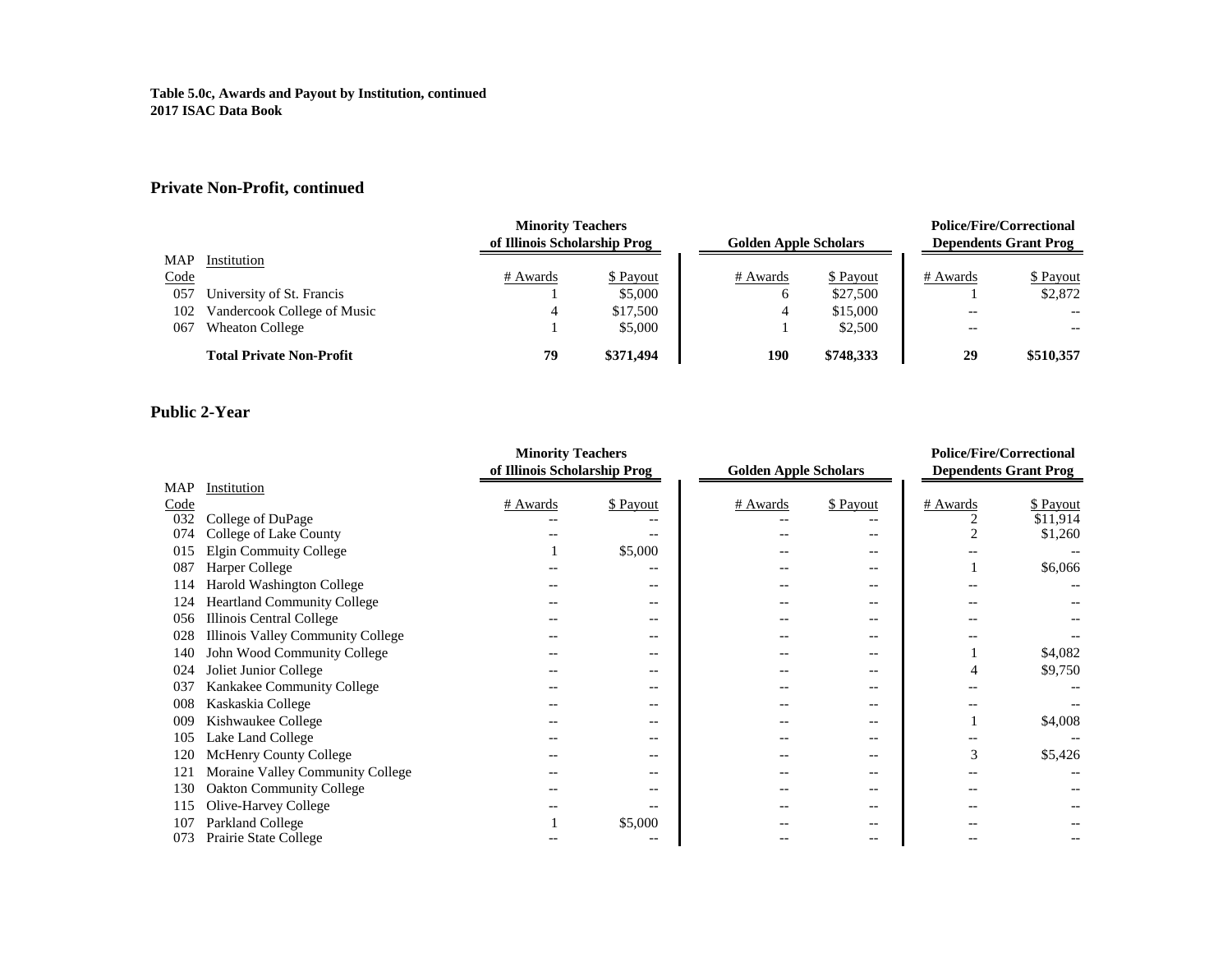**Table 5.0c, Awards and Payout by Institution, continued**
**2017 ISAC Data Book**

## Private Non-Profit, continued

| MAP Code | Institution | Minority Teachers of Illinois Scholarship Prog | | Golden Apple Scholars | | Police/Fire/Correctional Dependents Grant Prog | |
|---|---|---|---|---|---|---|---|
| | | # Awards | $ Payout | # Awards | $ Payout | # Awards | $ Payout |
| 057 | University of St. Francis | 1 | $5,000 | 6 | $27,500 | 1 | $2,872 |
| 102 | Vandercook College of Music | 4 | $17,500 | 4 | $15,000 | -- | -- |
| 067 | Wheaton College | 1 | $5,000 | 1 | $2,500 | -- | -- |
| | **Total Private Non-Profit** | **79** | **$371,494** | **190** | **$748,333** | **29** | **$510,357** |

## Public 2-Year

| MAP Code | Institution | Minority Teachers of Illinois Scholarship Prog | | Golden Apple Scholars | | Police/Fire/Correctional Dependents Grant Prog | |
|---|---|---|---|---|---|---|---|
| | | # Awards | $ Payout | # Awards | $ Payout | # Awards | $ Payout |
| 032 | College of DuPage | -- | -- | -- | -- | 2 | $11,914 |
| 074 | College of Lake County | -- | -- | -- | -- | 2 | $1,260 |
| 015 | Elgin Commuity College | 1 | $5,000 | -- | -- | -- | -- |
| 087 | Harper College | -- | -- | -- | -- | 1 | $6,066 |
| 114 | Harold Washington College | -- | -- | -- | -- | -- | -- |
| 124 | Heartland Community College | -- | -- | -- | -- | -- | -- |
| 056 | Illinois Central College | -- | -- | -- | -- | -- | -- |
| 028 | Illinois Valley Community College | -- | -- | -- | -- | -- | -- |
| 140 | John Wood Community College | -- | -- | -- | -- | 1 | $4,082 |
| 024 | Joliet Junior College | -- | -- | -- | -- | 4 | $9,750 |
| 037 | Kankakee Community College | -- | -- | -- | -- | -- | -- |
| 008 | Kaskaskia College | -- | -- | -- | -- | -- | -- |
| 009 | Kishwaukee College | -- | -- | -- | -- | 1 | $4,008 |
| 105 | Lake Land College | -- | -- | -- | -- | -- | -- |
| 120 | McHenry County College | -- | -- | -- | -- | 3 | $5,426 |
| 121 | Moraine Valley Community College | -- | -- | -- | -- | -- | -- |
| 130 | Oakton Community College | -- | -- | -- | -- | -- | -- |
| 115 | Olive-Harvey College | -- | -- | -- | -- | -- | -- |
| 107 | Parkland College | 1 | $5,000 | -- | -- | -- | -- |
| 073 | Prairie State College | -- | -- | -- | -- | -- | -- |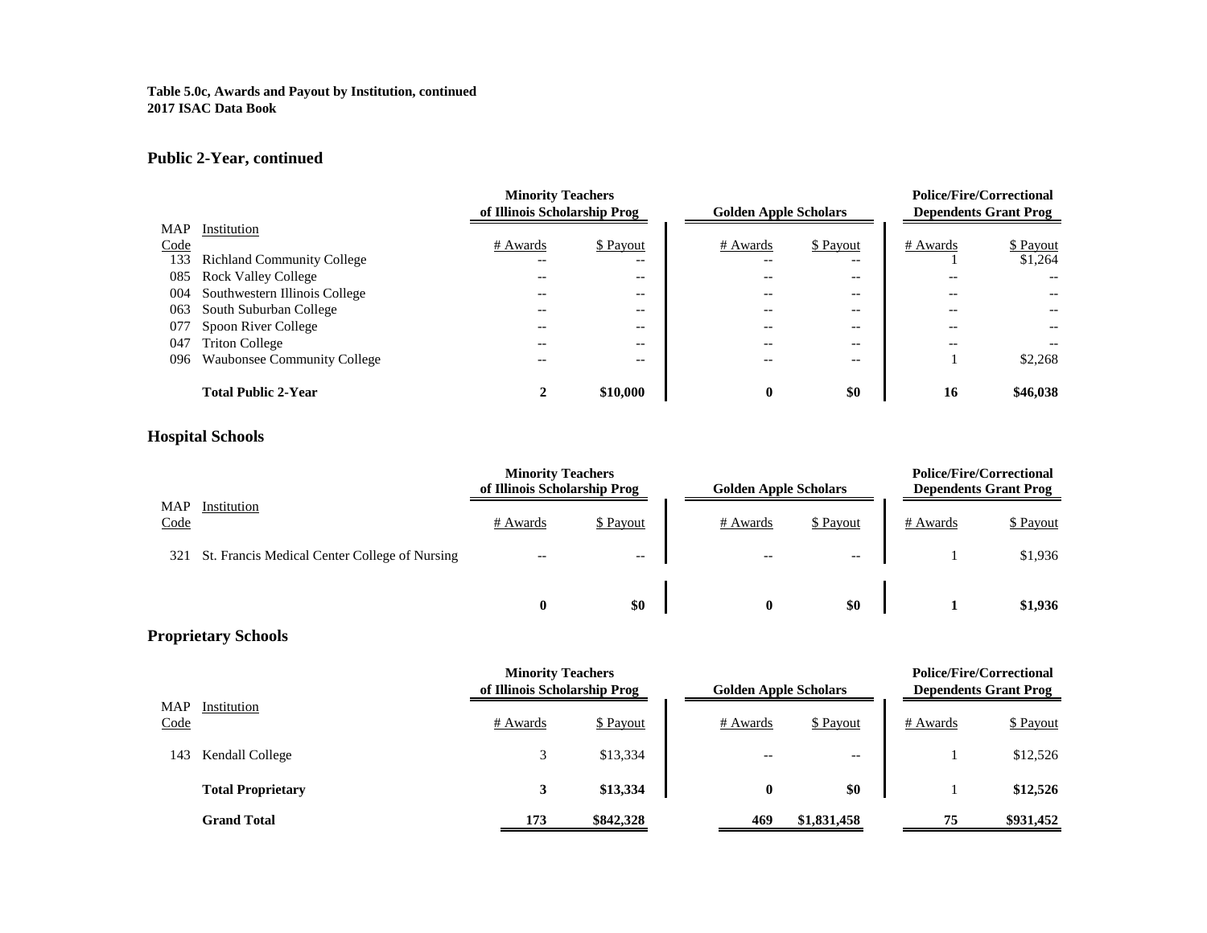**Table 5.0c, Awards and Payout by Institution, continued**
**2017 ISAC Data Book**

## Public 2-Year, continued

| MAP Code | Institution | Minority Teachers of Illinois Scholarship Prog | | Golden Apple Scholars | | Police/Fire/Correctional Dependents Grant Prog | |
|---|---|---|---|---|---|---|---|
| | | # Awards | $ Payout | # Awards | $ Payout | # Awards | $ Payout |
| 133 | Richland Community College | -- | -- | -- | -- | 1 | $1,264 |
| 085 | Rock Valley College | -- | -- | -- | -- | -- | -- |
| 004 | Southwestern Illinois College | -- | -- | -- | -- | -- | -- |
| 063 | South Suburban College | -- | -- | -- | -- | -- | -- |
| 077 | Spoon River College | -- | -- | -- | -- | -- | -- |
| 047 | Triton College | -- | -- | -- | -- | -- | -- |
| 096 | Waubonsee Community College | -- | -- | -- | -- | 1 | $2,268 |
| | **Total Public 2-Year** | **2** | **$10,000** | **0** | **$0** | **16** | **$46,038** |

## Hospital Schools

| MAP Code | Institution | Minority Teachers of Illinois Scholarship Prog | | Golden Apple Scholars | | Police/Fire/Correctional Dependents Grant Prog | |
|---|---|---|---|---|---|---|---|
| | | # Awards | $ Payout | # Awards | $ Payout | # Awards | $ Payout |
| 321 | St. Francis Medical Center College of Nursing | -- | -- | -- | -- | 1 | $1,936 |
| | | **0** | **$0** | **0** | **$0** | **1** | **$1,936** |

## Proprietary Schools

| MAP Code | Institution | Minority Teachers of Illinois Scholarship Prog | | Golden Apple Scholars | | Police/Fire/Correctional Dependents Grant Prog | |
|---|---|---|---|---|---|---|---|
| | | # Awards | $ Payout | # Awards | $ Payout | # Awards | $ Payout |
| 143 | Kendall College | 3 | $13,334 | -- | -- | 1 | $12,526 |
| | **Total Proprietary** | **3** | **$13,334** | **0** | **$0** | 1 | **$12,526** |
| | **Grand Total** | **173** | **$842,328** | **469** | **$1,831,458** | **75** | **$931,452** |